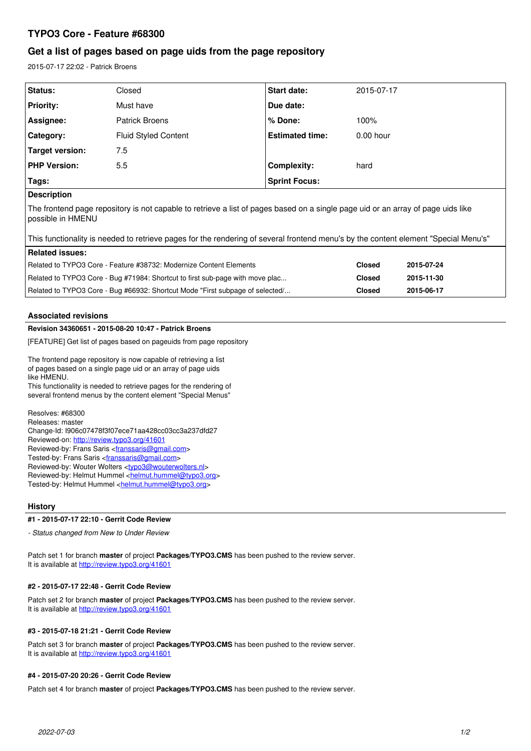# TYPO3 Core - Feature #68300

## Get a list of pages based on page uids from the page repository

2015-07-17 22:02 - Patrick Broens

| | | | |
|---|---|---|---|
| **Status:** | Closed | **Start date:** | 2015-07-17 |
| **Priority:** | Must have | **Due date:** | |
| **Assignee:** | Patrick Broens | **% Done:** | 100% |
| **Category:** | Fluid Styled Content | **Estimated time:** | 0.00 hour |
| **Target version:** | 7.5 | | |
| **PHP Version:** | 5.5 | **Complexity:** | hard |
| **Tags:** | | **Sprint Focus:** | |

**Description**

The frontend page repository is not capable to retrieve a list of pages based on a single page uid or an array of page uids like possible in HMENU

This functionality is needed to retrieve pages for the rendering of several frontend menu's by the content element "Special Menu's"

**Related issues:**

| | | |
|---|---|---|
| Related to TYPO3 Core - Feature #38732: Modernize Content Elements | **Closed** | **2015-07-24** |
| Related to TYPO3 Core - Bug #71984: Shortcut to first sub-page with move plac... | **Closed** | **2015-11-30** |
| Related to TYPO3 Core - Bug #66932: Shortcut Mode "First subpage of selected/... | **Closed** | **2015-06-17** |

### Associated revisions

**Revision 34360651 - 2015-08-20 10:47 - Patrick Broens**

[FEATURE] Get list of pages based on pageuids from page repository

The frontend page repository is now capable of retrieving a list
of pages based on a single page uid or an array of page uids
like HMENU.
This functionality is needed to retrieve pages for the rendering of
several frontend menus by the content element "Special Menus"

Resolves: #68300
Releases: master
Change-Id: I906c07478f3f07ece71aa428cc03cc3a237dfd27
Reviewed-on: http://review.typo3.org/41601
Reviewed-by: Frans Saris <franssaris@gmail.com>
Tested-by: Frans Saris <franssaris@gmail.com>
Reviewed-by: Wouter Wolters <typo3@wouterwolters.nl>
Reviewed-by: Helmut Hummel <helmut.hummel@typo3.org>
Tested-by: Helmut Hummel <helmut.hummel@typo3.org>

### History

**#1 - 2015-07-17 22:10 - Gerrit Code Review**

*- Status changed from New to Under Review*

Patch set 1 for branch **master** of project **Packages/TYPO3.CMS** has been pushed to the review server.
It is available at http://review.typo3.org/41601

**#2 - 2015-07-17 22:48 - Gerrit Code Review**

Patch set 2 for branch **master** of project **Packages/TYPO3.CMS** has been pushed to the review server.
It is available at http://review.typo3.org/41601

**#3 - 2015-07-18 21:21 - Gerrit Code Review**

Patch set 3 for branch **master** of project **Packages/TYPO3.CMS** has been pushed to the review server.
It is available at http://review.typo3.org/41601

**#4 - 2015-07-20 20:26 - Gerrit Code Review**

Patch set 4 for branch **master** of project **Packages/TYPO3.CMS** has been pushed to the review server.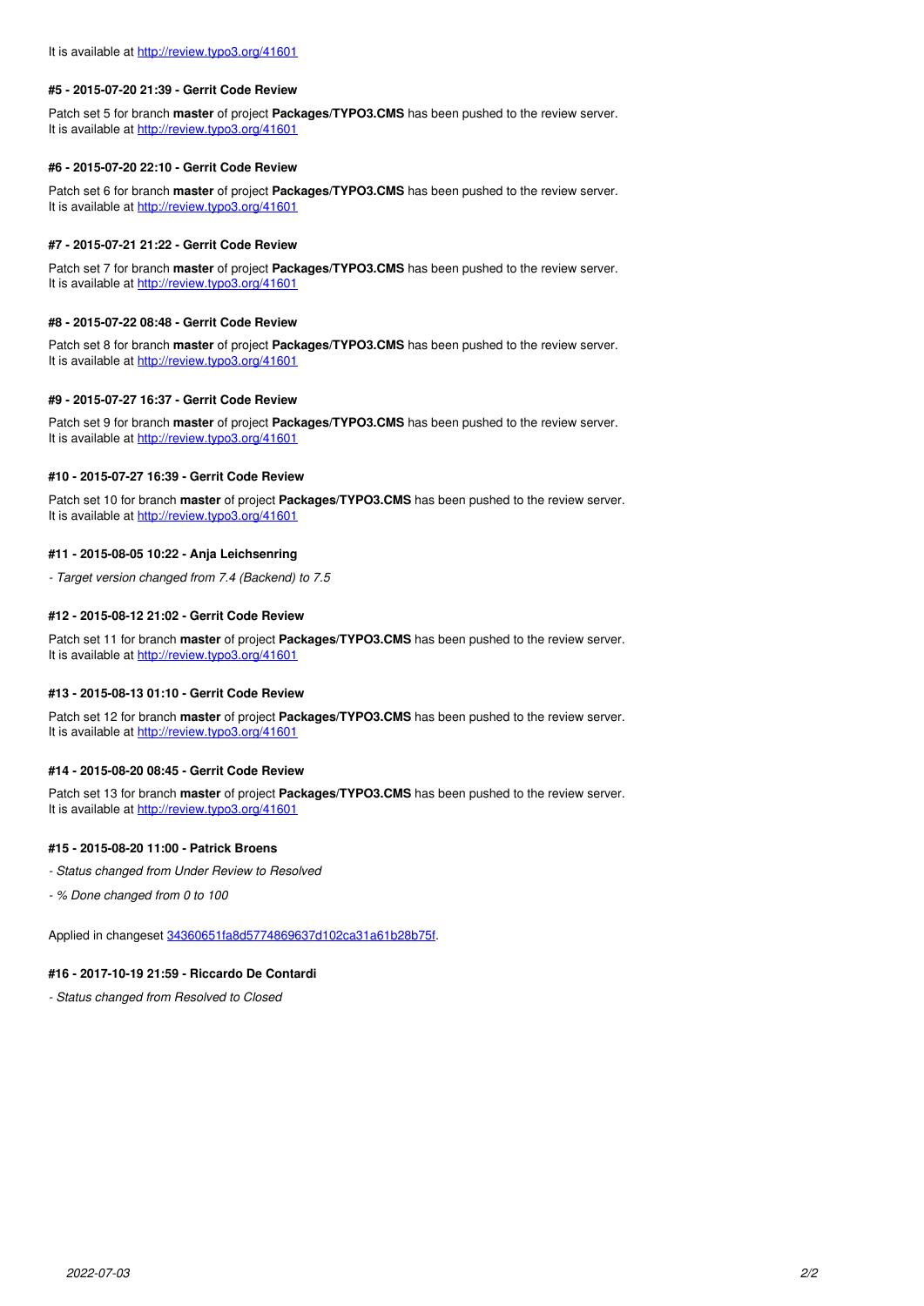It is available at http://review.typo3.org/41601

#### #5 - 2015-07-20 21:39 - Gerrit Code Review

Patch set 5 for branch **master** of project **Packages/TYPO3.CMS** has been pushed to the review server.
It is available at http://review.typo3.org/41601

#### #6 - 2015-07-20 22:10 - Gerrit Code Review

Patch set 6 for branch **master** of project **Packages/TYPO3.CMS** has been pushed to the review server.
It is available at http://review.typo3.org/41601

#### #7 - 2015-07-21 21:22 - Gerrit Code Review

Patch set 7 for branch **master** of project **Packages/TYPO3.CMS** has been pushed to the review server.
It is available at http://review.typo3.org/41601

#### #8 - 2015-07-22 08:48 - Gerrit Code Review

Patch set 8 for branch **master** of project **Packages/TYPO3.CMS** has been pushed to the review server.
It is available at http://review.typo3.org/41601

#### #9 - 2015-07-27 16:37 - Gerrit Code Review

Patch set 9 for branch **master** of project **Packages/TYPO3.CMS** has been pushed to the review server.
It is available at http://review.typo3.org/41601

#### #10 - 2015-07-27 16:39 - Gerrit Code Review

Patch set 10 for branch **master** of project **Packages/TYPO3.CMS** has been pushed to the review server.
It is available at http://review.typo3.org/41601

#### #11 - 2015-08-05 10:22 - Anja Leichsenring

*- Target version changed from 7.4 (Backend) to 7.5*

#### #12 - 2015-08-12 21:02 - Gerrit Code Review

Patch set 11 for branch **master** of project **Packages/TYPO3.CMS** has been pushed to the review server.
It is available at http://review.typo3.org/41601

#### #13 - 2015-08-13 01:10 - Gerrit Code Review

Patch set 12 for branch **master** of project **Packages/TYPO3.CMS** has been pushed to the review server.
It is available at http://review.typo3.org/41601

#### #14 - 2015-08-20 08:45 - Gerrit Code Review

Patch set 13 for branch **master** of project **Packages/TYPO3.CMS** has been pushed to the review server.
It is available at http://review.typo3.org/41601

#### #15 - 2015-08-20 11:00 - Patrick Broens

*- Status changed from Under Review to Resolved*

*- % Done changed from 0 to 100*

Applied in changeset 34360651fa8d5774869637d102ca31a61b28b75f.

#### #16 - 2017-10-19 21:59 - Riccardo De Contardi

*- Status changed from Resolved to Closed*